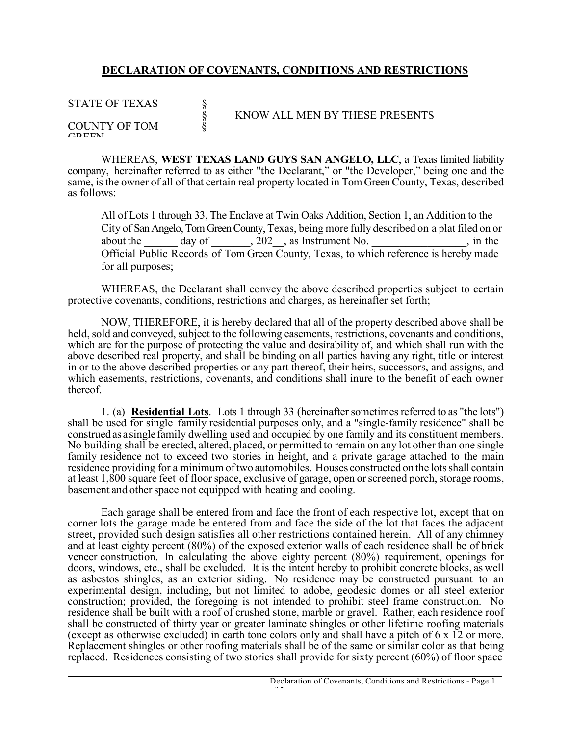# DECLARATION OF COVENANTS, CONDITIONS AND RESTRICTIONS

STATE OF TEXAS §
§ KNOW ALL MEN BY THESE PRESENTS
COUNTY OF TOM GREEN §

WHEREAS, **WEST TEXAS LAND GUYS SAN ANGELO, LLC**, a Texas limited liability company, hereinafter referred to as either "the Declarant," or "the Developer," being one and the same, is the owner of all of that certain real property located in Tom Green County, Texas, described as follows:

> All of Lots 1 through 33, The Enclave at Twin Oaks Addition, Section 1, an Addition to the City of San Angelo, Tom Green County, Texas, being more fully described on a plat filed on or about the ______ day of _______, 202__, as Instrument No. _________________, in the Official Public Records of Tom Green County, Texas, to which reference is hereby made for all purposes;

WHEREAS, the Declarant shall convey the above described properties subject to certain protective covenants, conditions, restrictions and charges, as hereinafter set forth;

NOW, THEREFORE, it is hereby declared that all of the property described above shall be held, sold and conveyed, subject to the following easements, restrictions, covenants and conditions, which are for the purpose of protecting the value and desirability of, and which shall run with the above described real property, and shall be binding on all parties having any right, title or interest in or to the above described properties or any part thereof, their heirs, successors, and assigns, and which easements, restrictions, covenants, and conditions shall inure to the benefit of each owner thereof.

1. (a) **Residential Lots**. Lots 1 through 33 (hereinafter sometimes referred to as "the lots") shall be used for single family residential purposes only, and a "single-family residence" shall be construed as a single family dwelling used and occupied by one family and its constituent members. No building shall be erected, altered, placed, or permitted to remain on any lot other than one single family residence not to exceed two stories in height, and a private garage attached to the main residence providing for a minimum of two automobiles. Houses constructed on the lots shall contain at least 1,800 square feet of floor space, exclusive of garage, open or screened porch, storage rooms, basement and other space not equipped with heating and cooling.

Each garage shall be entered from and face the front of each respective lot, except that on corner lots the garage made be entered from and face the side of the lot that faces the adjacent street, provided such design satisfies all other restrictions contained herein. All of any chimney and at least eighty percent (80%) of the exposed exterior walls of each residence shall be of brick veneer construction. In calculating the above eighty percent (80%) requirement, openings for doors, windows, etc., shall be excluded. It is the intent hereby to prohibit concrete blocks, as well as asbestos shingles, as an exterior siding. No residence may be constructed pursuant to an experimental design, including, but not limited to adobe, geodesic domes or all steel exterior construction; provided, the foregoing is not intended to prohibit steel frame construction. No residence shall be built with a roof of crushed stone, marble or gravel. Rather, each residence roof shall be constructed of thirty year or greater laminate shingles or other lifetime roofing materials (except as otherwise excluded) in earth tone colors only and shall have a pitch of 6 x 12 or more. Replacement shingles or other roofing materials shall be of the same or similar color as that being replaced. Residences consisting of two stories shall provide for sixty percent (60%) of floor space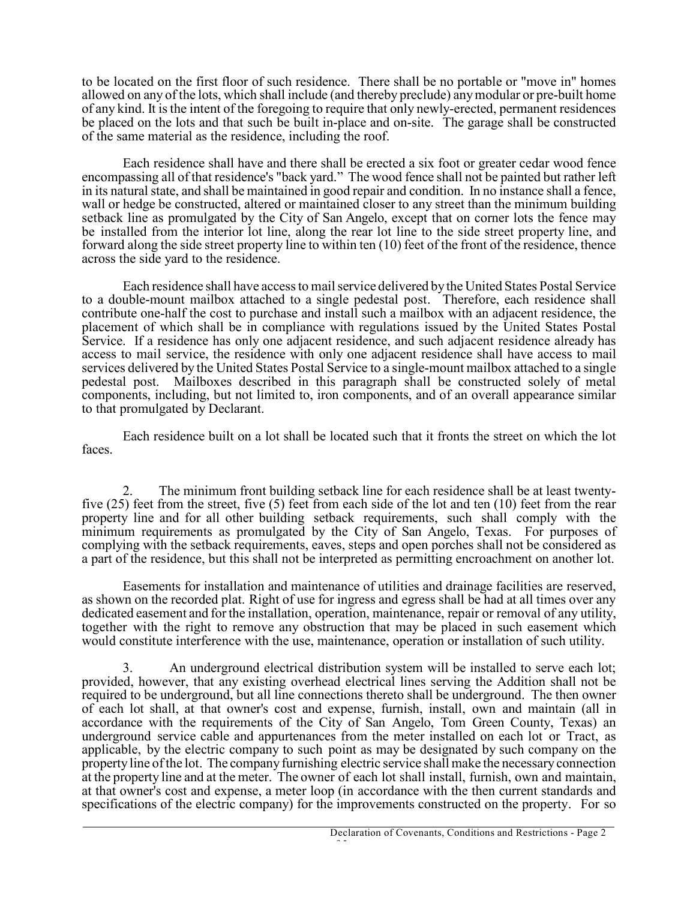to be located on the first floor of such residence. There shall be no portable or "move in" homes allowed on any of the lots, which shall include (and thereby preclude) any modular or pre-built home of any kind. It is the intent of the foregoing to require that only newly-erected, permanent residences be placed on the lots and that such be built in-place and on-site. The garage shall be constructed of the same material as the residence, including the roof.

Each residence shall have and there shall be erected a six foot or greater cedar wood fence encompassing all of that residence's "back yard." The wood fence shall not be painted but rather left in its natural state, and shall be maintained in good repair and condition. In no instance shall a fence, wall or hedge be constructed, altered or maintained closer to any street than the minimum building setback line as promulgated by the City of San Angelo, except that on corner lots the fence may be installed from the interior lot line, along the rear lot line to the side street property line, and forward along the side street property line to within ten (10) feet of the front of the residence, thence across the side yard to the residence.

Each residence shall have access to mail service delivered by the United States Postal Service to a double-mount mailbox attached to a single pedestal post. Therefore, each residence shall contribute one-half the cost to purchase and install such a mailbox with an adjacent residence, the placement of which shall be in compliance with regulations issued by the United States Postal Service. If a residence has only one adjacent residence, and such adjacent residence already has access to mail service, the residence with only one adjacent residence shall have access to mail services delivered by the United States Postal Service to a single-mount mailbox attached to a single pedestal post. Mailboxes described in this paragraph shall be constructed solely of metal components, including, but not limited to, iron components, and of an overall appearance similar to that promulgated by Declarant.

Each residence built on a lot shall be located such that it fronts the street on which the lot faces.

2. The minimum front building setback line for each residence shall be at least twenty-five (25) feet from the street, five (5) feet from each side of the lot and ten (10) feet from the rear property line and for all other building setback requirements, such shall comply with the minimum requirements as promulgated by the City of San Angelo, Texas. For purposes of complying with the setback requirements, eaves, steps and open porches shall not be considered as a part of the residence, but this shall not be interpreted as permitting encroachment on another lot.

Easements for installation and maintenance of utilities and drainage facilities are reserved, as shown on the recorded plat. Right of use for ingress and egress shall be had at all times over any dedicated easement and for the installation, operation, maintenance, repair or removal of any utility, together with the right to remove any obstruction that may be placed in such easement which would constitute interference with the use, maintenance, operation or installation of such utility.

3. An underground electrical distribution system will be installed to serve each lot; provided, however, that any existing overhead electrical lines serving the Addition shall not be required to be underground, but all line connections thereto shall be underground. The then owner of each lot shall, at that owner's cost and expense, furnish, install, own and maintain (all in accordance with the requirements of the City of San Angelo, Tom Green County, Texas) an underground service cable and appurtenances from the meter installed on each lot or Tract, as applicable, by the electric company to such point as may be designated by such company on the property line of the lot. The company furnishing electric service shall make the necessary connection at the property line and at the meter. The owner of each lot shall install, furnish, own and maintain, at that owner's cost and expense, a meter loop (in accordance with the then current standards and specifications of the electric company) for the improvements constructed on the property. For so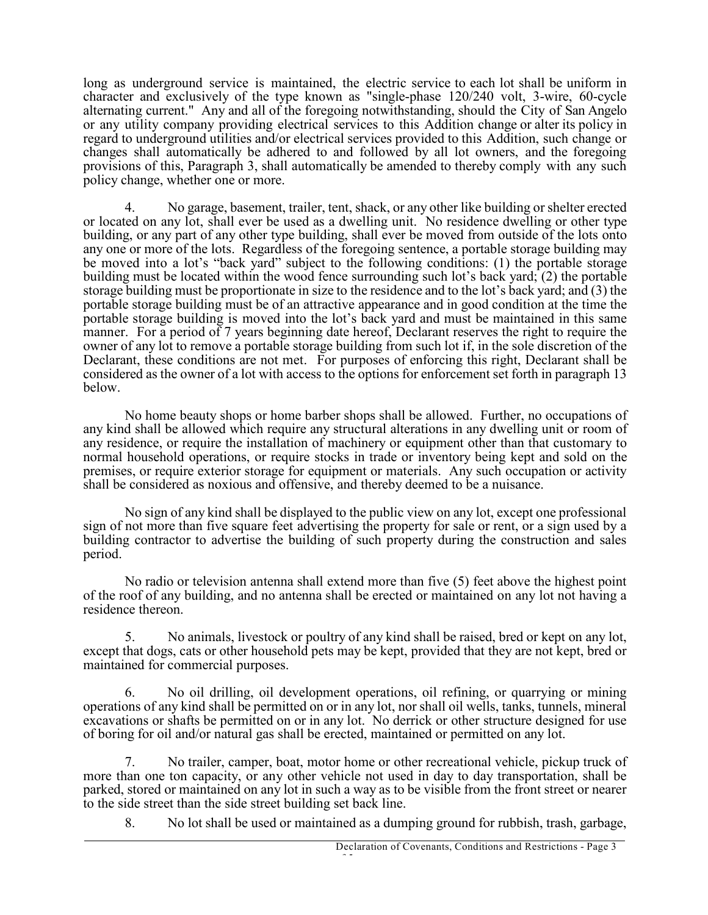long as underground service is maintained, the electric service to each lot shall be uniform in character and exclusively of the type known as "single-phase 120/240 volt, 3-wire, 60-cycle alternating current." Any and all of the foregoing notwithstanding, should the City of San Angelo or any utility company providing electrical services to this Addition change or alter its policy in regard to underground utilities and/or electrical services provided to this Addition, such change or changes shall automatically be adhered to and followed by all lot owners, and the foregoing provisions of this, Paragraph 3, shall automatically be amended to thereby comply with any such policy change, whether one or more.

4. No garage, basement, trailer, tent, shack, or any other like building or shelter erected or located on any lot, shall ever be used as a dwelling unit. No residence dwelling or other type building, or any part of any other type building, shall ever be moved from outside of the lots onto any one or more of the lots. Regardless of the foregoing sentence, a portable storage building may be moved into a lot's "back yard" subject to the following conditions: (1) the portable storage building must be located within the wood fence surrounding such lot's back yard; (2) the portable storage building must be proportionate in size to the residence and to the lot's back yard; and (3) the portable storage building must be of an attractive appearance and in good condition at the time the portable storage building is moved into the lot's back yard and must be maintained in this same manner. For a period of 7 years beginning date hereof, Declarant reserves the right to require the owner of any lot to remove a portable storage building from such lot if, in the sole discretion of the Declarant, these conditions are not met. For purposes of enforcing this right, Declarant shall be considered as the owner of a lot with access to the options for enforcement set forth in paragraph 13 below.

No home beauty shops or home barber shops shall be allowed. Further, no occupations of any kind shall be allowed which require any structural alterations in any dwelling unit or room of any residence, or require the installation of machinery or equipment other than that customary to normal household operations, or require stocks in trade or inventory being kept and sold on the premises, or require exterior storage for equipment or materials. Any such occupation or activity shall be considered as noxious and offensive, and thereby deemed to be a nuisance.

No sign of any kind shall be displayed to the public view on any lot, except one professional sign of not more than five square feet advertising the property for sale or rent, or a sign used by a building contractor to advertise the building of such property during the construction and sales period.

No radio or television antenna shall extend more than five (5) feet above the highest point of the roof of any building, and no antenna shall be erected or maintained on any lot not having a residence thereon.

5. No animals, livestock or poultry of any kind shall be raised, bred or kept on any lot, except that dogs, cats or other household pets may be kept, provided that they are not kept, bred or maintained for commercial purposes.

6. No oil drilling, oil development operations, oil refining, or quarrying or mining operations of any kind shall be permitted on or in any lot, nor shall oil wells, tanks, tunnels, mineral excavations or shafts be permitted on or in any lot. No derrick or other structure designed for use of boring for oil and/or natural gas shall be erected, maintained or permitted on any lot.

7. No trailer, camper, boat, motor home or other recreational vehicle, pickup truck of more than one ton capacity, or any other vehicle not used in day to day transportation, shall be parked, stored or maintained on any lot in such a way as to be visible from the front street or nearer to the side street than the side street building set back line.

8. No lot shall be used or maintained as a dumping ground for rubbish, trash, garbage,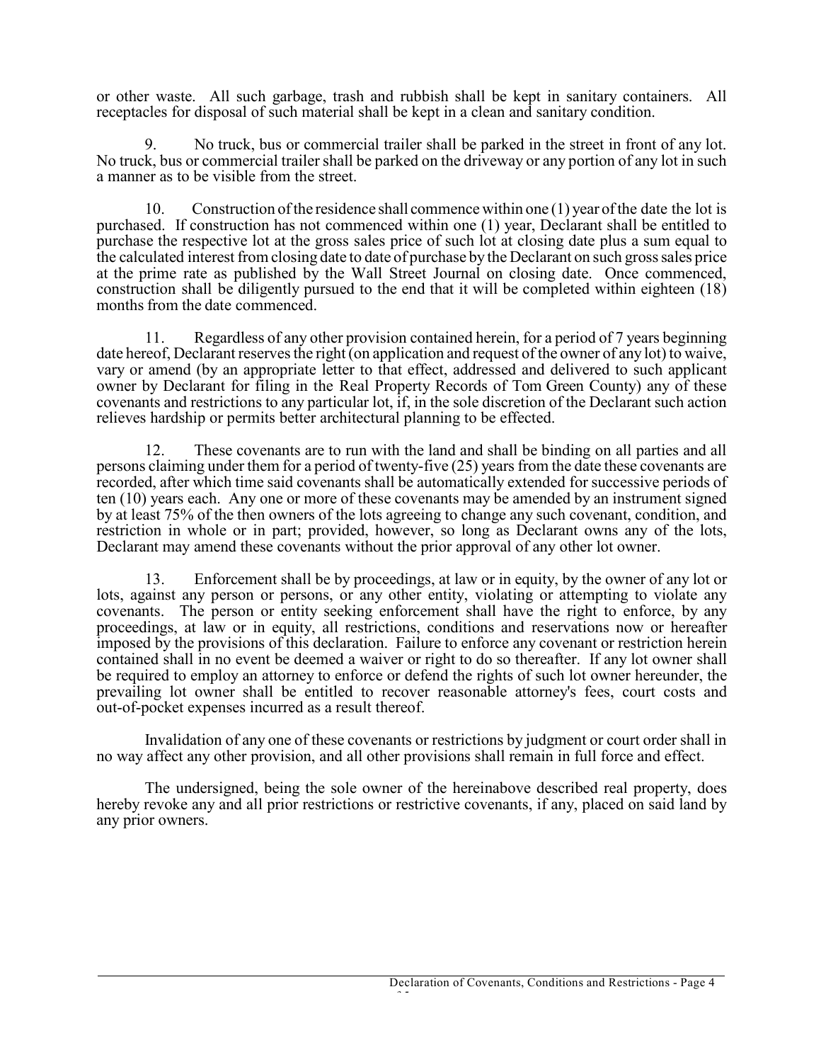or other waste. All such garbage, trash and rubbish shall be kept in sanitary containers. All receptacles for disposal of such material shall be kept in a clean and sanitary condition.

9. No truck, bus or commercial trailer shall be parked in the street in front of any lot. No truck, bus or commercial trailer shall be parked on the driveway or any portion of any lot in such a manner as to be visible from the street.

10. Construction of the residence shall commence within one (1) year of the date the lot is purchased. If construction has not commenced within one (1) year, Declarant shall be entitled to purchase the respective lot at the gross sales price of such lot at closing date plus a sum equal to the calculated interest from closing date to date of purchase by the Declarant on such gross sales price at the prime rate as published by the Wall Street Journal on closing date. Once commenced, construction shall be diligently pursued to the end that it will be completed within eighteen (18) months from the date commenced.

11. Regardless of any other provision contained herein, for a period of 7 years beginning date hereof, Declarant reserves the right (on application and request of the owner of any lot) to waive, vary or amend (by an appropriate letter to that effect, addressed and delivered to such applicant owner by Declarant for filing in the Real Property Records of Tom Green County) any of these covenants and restrictions to any particular lot, if, in the sole discretion of the Declarant such action relieves hardship or permits better architectural planning to be effected.

12. These covenants are to run with the land and shall be binding on all parties and all persons claiming under them for a period of twenty-five (25) years from the date these covenants are recorded, after which time said covenants shall be automatically extended for successive periods of ten (10) years each. Any one or more of these covenants may be amended by an instrument signed by at least 75% of the then owners of the lots agreeing to change any such covenant, condition, and restriction in whole or in part; provided, however, so long as Declarant owns any of the lots, Declarant may amend these covenants without the prior approval of any other lot owner.

13. Enforcement shall be by proceedings, at law or in equity, by the owner of any lot or lots, against any person or persons, or any other entity, violating or attempting to violate any covenants. The person or entity seeking enforcement shall have the right to enforce, by any proceedings, at law or in equity, all restrictions, conditions and reservations now or hereafter imposed by the provisions of this declaration. Failure to enforce any covenant or restriction herein contained shall in no event be deemed a waiver or right to do so thereafter. If any lot owner shall be required to employ an attorney to enforce or defend the rights of such lot owner hereunder, the prevailing lot owner shall be entitled to recover reasonable attorney's fees, court costs and out-of-pocket expenses incurred as a result thereof.

Invalidation of any one of these covenants or restrictions by judgment or court order shall in no way affect any other provision, and all other provisions shall remain in full force and effect.

The undersigned, being the sole owner of the hereinabove described real property, does hereby revoke any and all prior restrictions or restrictive covenants, if any, placed on said land by any prior owners.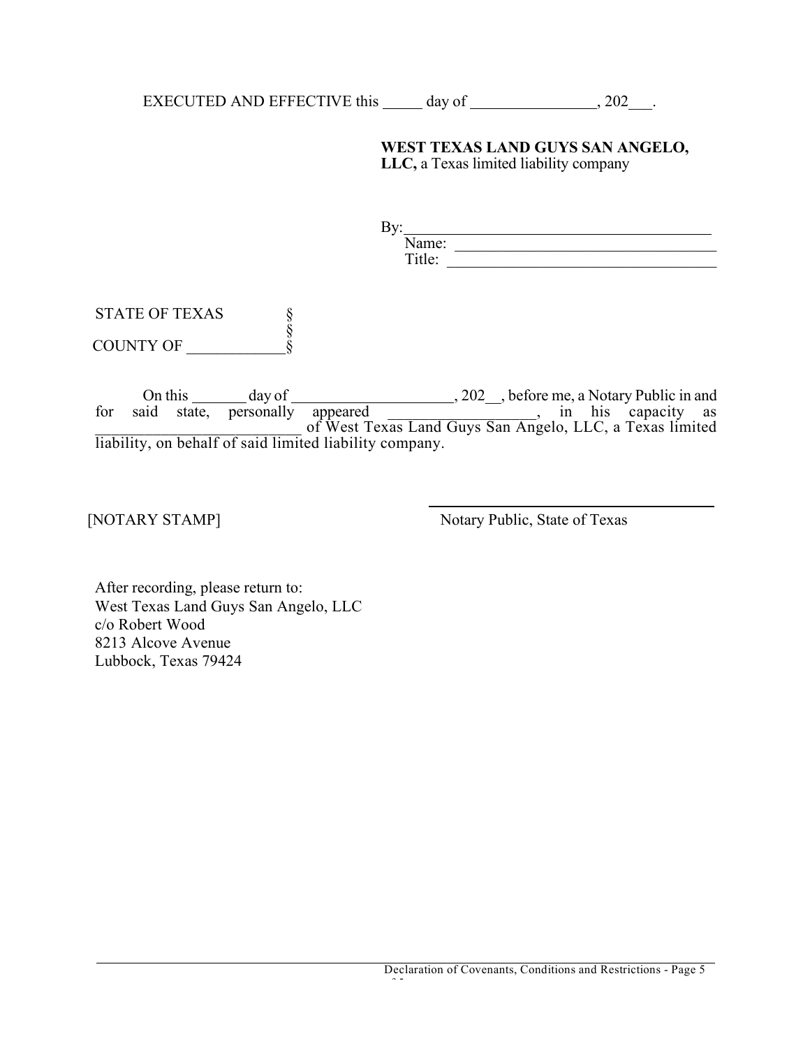EXECUTED AND EFFECTIVE this _____ day of ________________, 202___.

**WEST TEXAS LAND GUYS SAN ANGELO, LLC,** a Texas limited liability company

By:________________________________________

Name: __________________________________

Title: ___________________________________

STATE OF TEXAS §
§
COUNTY OF ____________§

On this _______ day of _____________________, 202__, before me, a Notary Public in and for said state, personally appeared __________________, in his capacity as __________________________ of West Texas Land Guys San Angelo, LLC, a Texas limited liability, on behalf of said limited liability company.

[NOTARY STAMP]

______________________________________
Notary Public, State of Texas

After recording, please return to:
West Texas Land Guys San Angelo, LLC
c/o Robert Wood
8213 Alcove Avenue
Lubbock, Texas 79424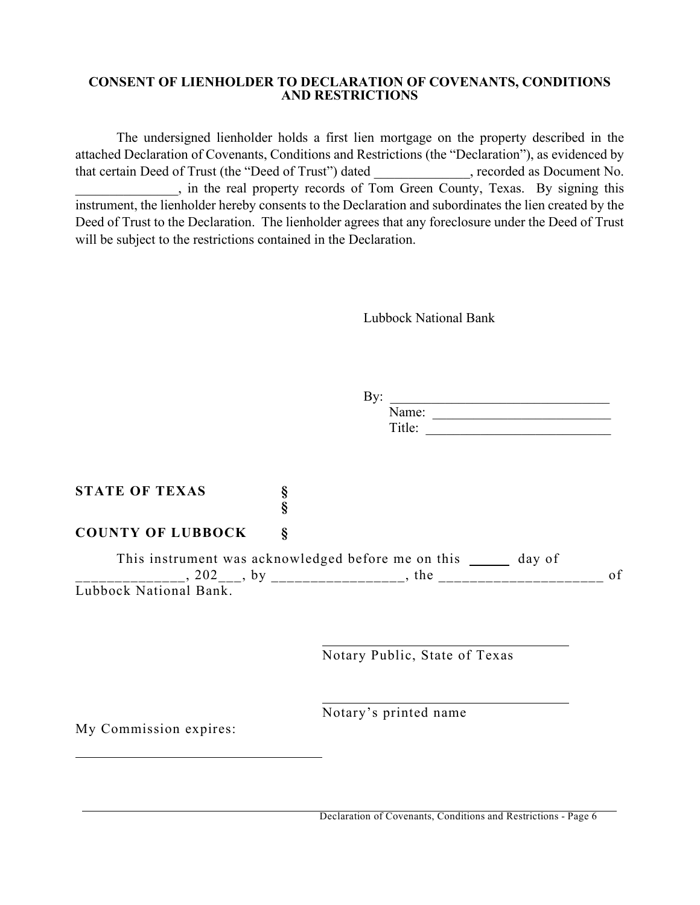**CONSENT OF LIENHOLDER TO DECLARATION OF COVENANTS, CONDITIONS AND RESTRICTIONS**

The undersigned lienholder holds a first lien mortgage on the property described in the attached Declaration of Covenants, Conditions and Restrictions (the "Declaration"), as evidenced by that certain Deed of Trust (the "Deed of Trust") dated ______________, recorded as Document No. _______________, in the real property records of Tom Green County, Texas. By signing this instrument, the lienholder hereby consents to the Declaration and subordinates the lien created by the Deed of Trust to the Declaration. The lienholder agrees that any foreclosure under the Deed of Trust will be subject to the restrictions contained in the Declaration.

Lubbock National Bank

By: _________________________________
Name: __________________________
Title: ___________________________

**STATE OF TEXAS** §
§
**COUNTY OF LUBBOCK** §

This instrument was acknowledged before me on this _____ day of ______________, 202___, by _________________, the _____________________ of Lubbock National Bank.

___________________________________
Notary Public, State of Texas

___________________________________
Notary's printed name

My Commission expires:

___________________________________